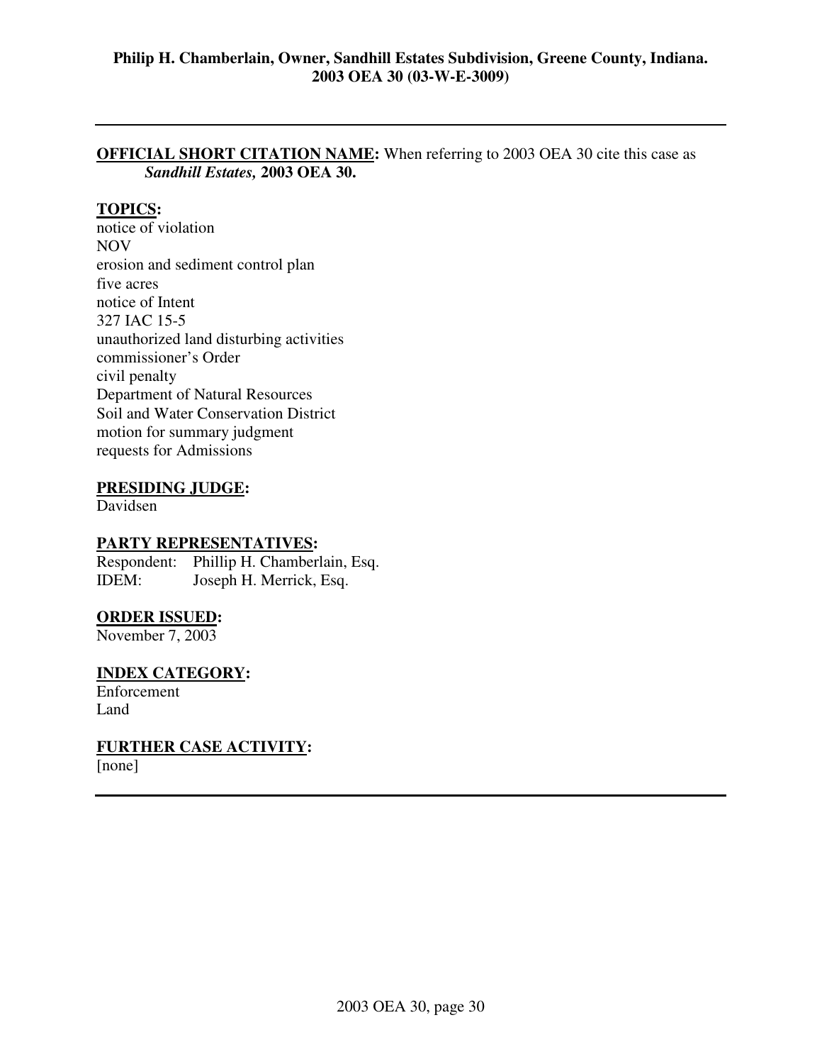**Philip H. Chamberlain, Owner, Sandhill Estates Subdivision, Greene County, Indiana.**
**2003 OEA 30 (03-W-E-3009)**

---

**OFFICIAL SHORT CITATION NAME:** When referring to 2003 OEA 30 cite this case as *Sandhill Estates,* **2003 OEA 30.**

**TOPICS:**

notice of violation
NOV
erosion and sediment control plan
five acres
notice of Intent
327 IAC 15-5
unauthorized land disturbing activities
commissioner's Order
civil penalty
Department of Natural Resources
Soil and Water Conservation District
motion for summary judgment
requests for Admissions

**PRESIDING JUDGE:**

Davidsen

**PARTY REPRESENTATIVES:**

Respondent: Phillip H. Chamberlain, Esq.
IDEM: Joseph H. Merrick, Esq.

**ORDER ISSUED:**

November 7, 2003

**INDEX CATEGORY:**

Enforcement
Land

**FURTHER CASE ACTIVITY:**

[none]

---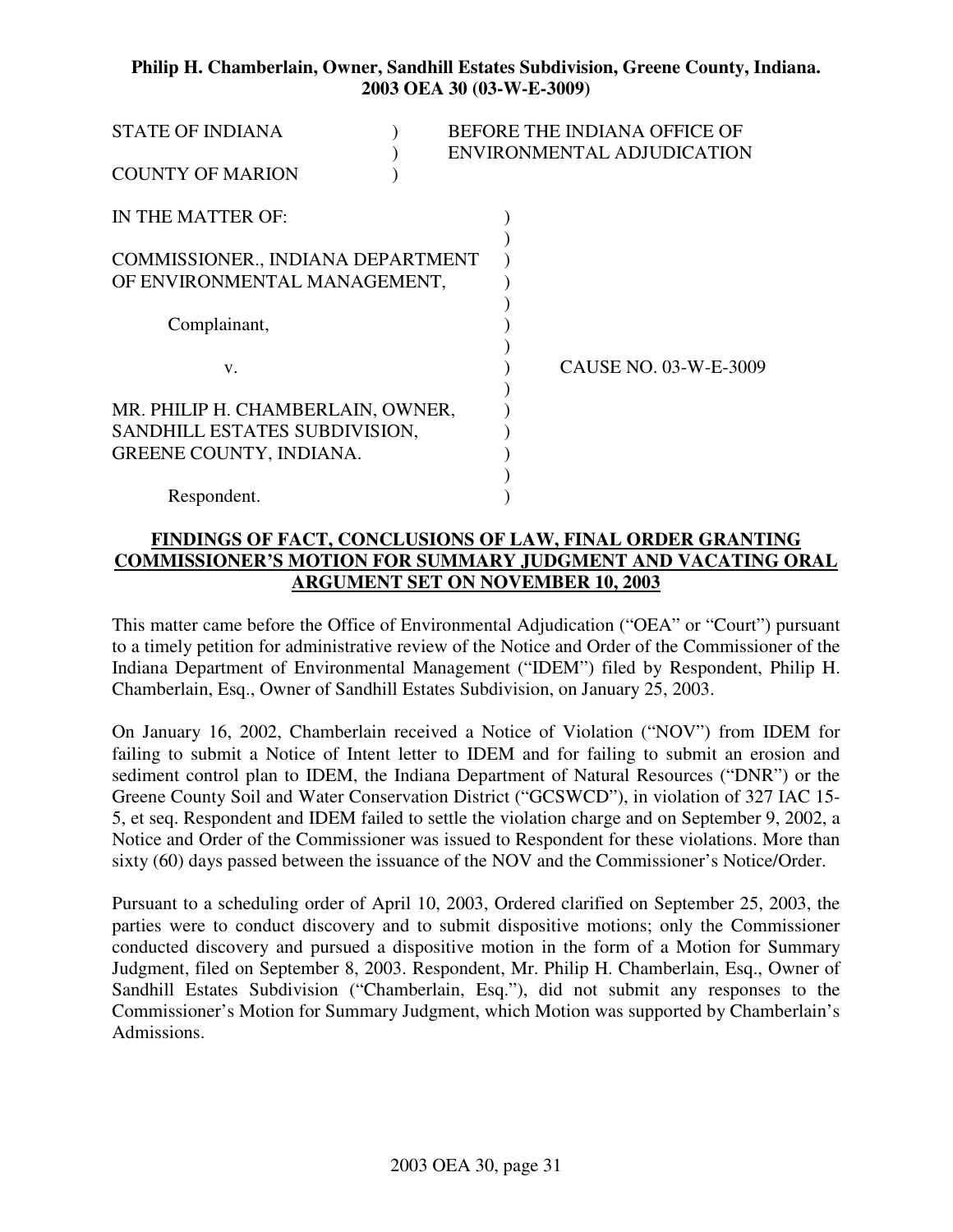**Philip H. Chamberlain, Owner, Sandhill Estates Subdivision, Greene County, Indiana. 2003 OEA 30 (03-W-E-3009)**

STATE OF INDIANA ) BEFORE THE INDIANA OFFICE OF
) ENVIRONMENTAL ADJUDICATION
COUNTY OF MARION )

IN THE MATTER OF: )
)
COMMISSIONER., INDIANA DEPARTMENT )
OF ENVIRONMENTAL MANAGEMENT, )
)
Complainant, )
)
v. ) CAUSE NO. 03-W-E-3009
)
MR. PHILIP H. CHAMBERLAIN, OWNER, )
SANDHILL ESTATES SUBDIVISION, )
GREENE COUNTY, INDIANA. )
)
Respondent. )

**FINDINGS OF FACT, CONCLUSIONS OF LAW, FINAL ORDER GRANTING COMMISSIONER'S MOTION FOR SUMMARY JUDGMENT AND VACATING ORAL ARGUMENT SET ON NOVEMBER 10, 2003**

This matter came before the Office of Environmental Adjudication ("OEA" or "Court") pursuant to a timely petition for administrative review of the Notice and Order of the Commissioner of the Indiana Department of Environmental Management ("IDEM") filed by Respondent, Philip H. Chamberlain, Esq., Owner of Sandhill Estates Subdivision, on January 25, 2003.

On January 16, 2002, Chamberlain received a Notice of Violation ("NOV") from IDEM for failing to submit a Notice of Intent letter to IDEM and for failing to submit an erosion and sediment control plan to IDEM, the Indiana Department of Natural Resources ("DNR") or the Greene County Soil and Water Conservation District ("GCSWCD"), in violation of 327 IAC 15-5, et seq. Respondent and IDEM failed to settle the violation charge and on September 9, 2002, a Notice and Order of the Commissioner was issued to Respondent for these violations. More than sixty (60) days passed between the issuance of the NOV and the Commissioner's Notice/Order.

Pursuant to a scheduling order of April 10, 2003, Ordered clarified on September 25, 2003, the parties were to conduct discovery and to submit dispositive motions; only the Commissioner conducted discovery and pursued a dispositive motion in the form of a Motion for Summary Judgment, filed on September 8, 2003. Respondent, Mr. Philip H. Chamberlain, Esq., Owner of Sandhill Estates Subdivision ("Chamberlain, Esq."), did not submit any responses to the Commissioner's Motion for Summary Judgment, which Motion was supported by Chamberlain's Admissions.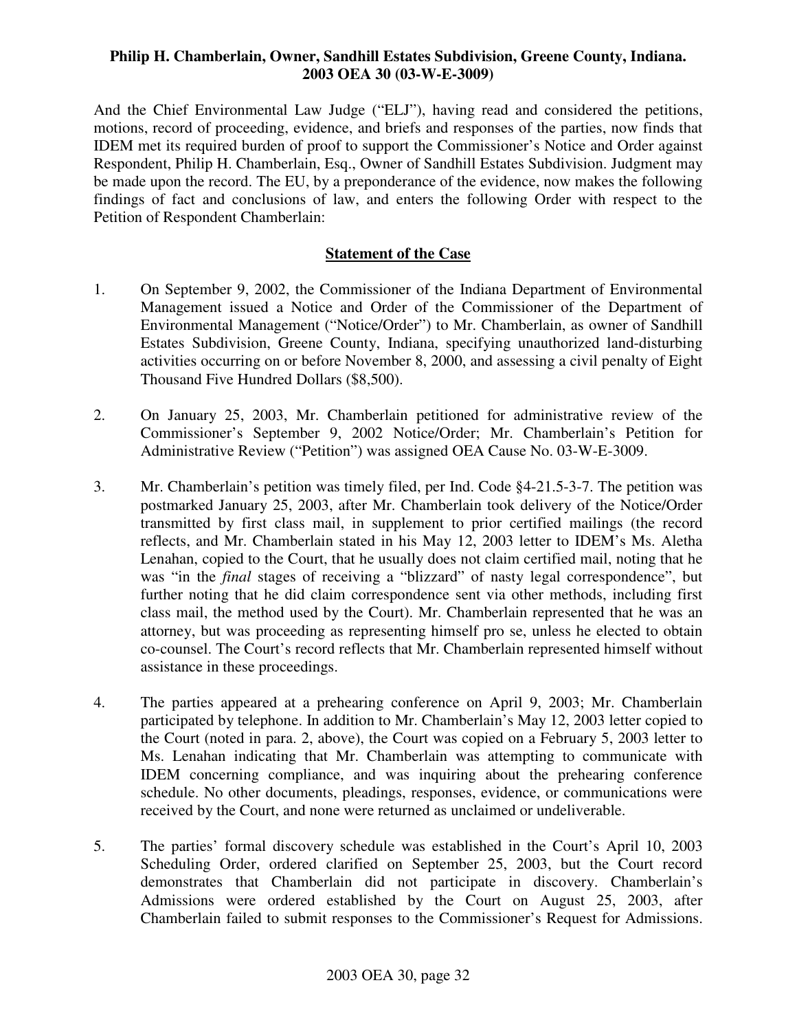**Philip H. Chamberlain, Owner, Sandhill Estates Subdivision, Greene County, Indiana. 2003 OEA 30 (03-W-E-3009)**

And the Chief Environmental Law Judge ("ELJ"), having read and considered the petitions, motions, record of proceeding, evidence, and briefs and responses of the parties, now finds that IDEM met its required burden of proof to support the Commissioner's Notice and Order against Respondent, Philip H. Chamberlain, Esq., Owner of Sandhill Estates Subdivision. Judgment may be made upon the record. The EU, by a preponderance of the evidence, now makes the following findings of fact and conclusions of law, and enters the following Order with respect to the Petition of Respondent Chamberlain:

## Statement of the Case

1. On September 9, 2002, the Commissioner of the Indiana Department of Environmental Management issued a Notice and Order of the Commissioner of the Department of Environmental Management ("Notice/Order") to Mr. Chamberlain, as owner of Sandhill Estates Subdivision, Greene County, Indiana, specifying unauthorized land-disturbing activities occurring on or before November 8, 2000, and assessing a civil penalty of Eight Thousand Five Hundred Dollars ($8,500).

2. On January 25, 2003, Mr. Chamberlain petitioned for administrative review of the Commissioner's September 9, 2002 Notice/Order; Mr. Chamberlain's Petition for Administrative Review ("Petition") was assigned OEA Cause No. 03-W-E-3009.

3. Mr. Chamberlain's petition was timely filed, per Ind. Code §4-21.5-3-7. The petition was postmarked January 25, 2003, after Mr. Chamberlain took delivery of the Notice/Order transmitted by first class mail, in supplement to prior certified mailings (the record reflects, and Mr. Chamberlain stated in his May 12, 2003 letter to IDEM's Ms. Aletha Lenahan, copied to the Court, that he usually does not claim certified mail, noting that he was "in the *final* stages of receiving a "blizzard" of nasty legal correspondence", but further noting that he did claim correspondence sent via other methods, including first class mail, the method used by the Court). Mr. Chamberlain represented that he was an attorney, but was proceeding as representing himself pro se, unless he elected to obtain co-counsel. The Court's record reflects that Mr. Chamberlain represented himself without assistance in these proceedings.

4. The parties appeared at a prehearing conference on April 9, 2003; Mr. Chamberlain participated by telephone. In addition to Mr. Chamberlain's May 12, 2003 letter copied to the Court (noted in para. 2, above), the Court was copied on a February 5, 2003 letter to Ms. Lenahan indicating that Mr. Chamberlain was attempting to communicate with IDEM concerning compliance, and was inquiring about the prehearing conference schedule. No other documents, pleadings, responses, evidence, or communications were received by the Court, and none were returned as unclaimed or undeliverable.

5. The parties' formal discovery schedule was established in the Court's April 10, 2003 Scheduling Order, ordered clarified on September 25, 2003, but the Court record demonstrates that Chamberlain did not participate in discovery. Chamberlain's Admissions were ordered established by the Court on August 25, 2003, after Chamberlain failed to submit responses to the Commissioner's Request for Admissions.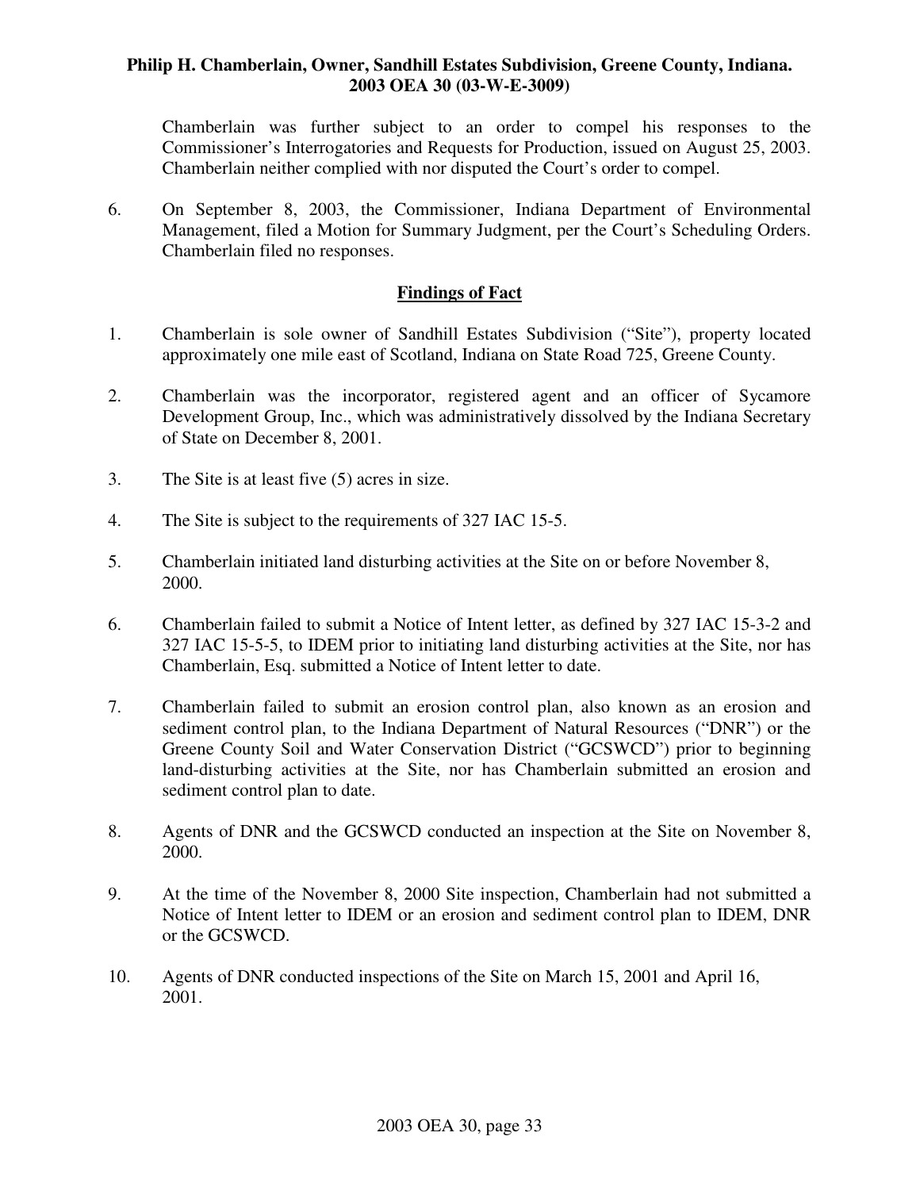Chamberlain was further subject to an order to compel his responses to the Commissioner's Interrogatories and Requests for Production, issued on August 25, 2003. Chamberlain neither complied with nor disputed the Court's order to compel.

6. On September 8, 2003, the Commissioner, Indiana Department of Environmental Management, filed a Motion for Summary Judgment, per the Court's Scheduling Orders. Chamberlain filed no responses.

## Findings of Fact

1. Chamberlain is sole owner of Sandhill Estates Subdivision ("Site"), property located approximately one mile east of Scotland, Indiana on State Road 725, Greene County.

2. Chamberlain was the incorporator, registered agent and an officer of Sycamore Development Group, Inc., which was administratively dissolved by the Indiana Secretary of State on December 8, 2001.

3. The Site is at least five (5) acres in size.

4. The Site is subject to the requirements of 327 IAC 15-5.

5. Chamberlain initiated land disturbing activities at the Site on or before November 8, 2000.

6. Chamberlain failed to submit a Notice of Intent letter, as defined by 327 IAC 15-3-2 and 327 IAC 15-5-5, to IDEM prior to initiating land disturbing activities at the Site, nor has Chamberlain, Esq. submitted a Notice of Intent letter to date.

7. Chamberlain failed to submit an erosion control plan, also known as an erosion and sediment control plan, to the Indiana Department of Natural Resources ("DNR") or the Greene County Soil and Water Conservation District ("GCSWCD") prior to beginning land-disturbing activities at the Site, nor has Chamberlain submitted an erosion and sediment control plan to date.

8. Agents of DNR and the GCSWCD conducted an inspection at the Site on November 8, 2000.

9. At the time of the November 8, 2000 Site inspection, Chamberlain had not submitted a Notice of Intent letter to IDEM or an erosion and sediment control plan to IDEM, DNR or the GCSWCD.

10. Agents of DNR conducted inspections of the Site on March 15, 2001 and April 16, 2001.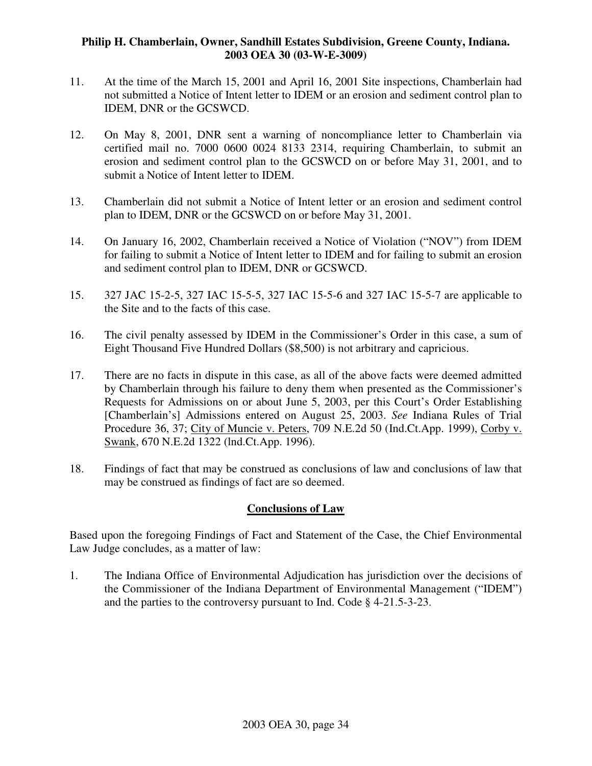11. At the time of the March 15, 2001 and April 16, 2001 Site inspections, Chamberlain had not submitted a Notice of Intent letter to IDEM or an erosion and sediment control plan to IDEM, DNR or the GCSWCD.

12. On May 8, 2001, DNR sent a warning of noncompliance letter to Chamberlain via certified mail no. 7000 0600 0024 8133 2314, requiring Chamberlain, to submit an erosion and sediment control plan to the GCSWCD on or before May 31, 2001, and to submit a Notice of Intent letter to IDEM.

13. Chamberlain did not submit a Notice of Intent letter or an erosion and sediment control plan to IDEM, DNR or the GCSWCD on or before May 31, 2001.

14. On January 16, 2002, Chamberlain received a Notice of Violation ("NOV") from IDEM for failing to submit a Notice of Intent letter to IDEM and for failing to submit an erosion and sediment control plan to IDEM, DNR or GCSWCD.

15. 327 JAC 15-2-5, 327 IAC 15-5-5, 327 IAC 15-5-6 and 327 IAC 15-5-7 are applicable to the Site and to the facts of this case.

16. The civil penalty assessed by IDEM in the Commissioner's Order in this case, a sum of Eight Thousand Five Hundred Dollars ($8,500) is not arbitrary and capricious.

17. There are no facts in dispute in this case, as all of the above facts were deemed admitted by Chamberlain through his failure to deny them when presented as the Commissioner's Requests for Admissions on or about June 5, 2003, per this Court's Order Establishing [Chamberlain's] Admissions entered on August 25, 2003. *See* Indiana Rules of Trial Procedure 36, 37; City of Muncie v. Peters, 709 N.E.2d 50 (Ind.Ct.App. 1999), Corby v. Swank, 670 N.E.2d 1322 (lnd.Ct.App. 1996).

18. Findings of fact that may be construed as conclusions of law and conclusions of law that may be construed as findings of fact are so deemed.

## Conclusions of Law

Based upon the foregoing Findings of Fact and Statement of the Case, the Chief Environmental Law Judge concludes, as a matter of law:

1. The Indiana Office of Environmental Adjudication has jurisdiction over the decisions of the Commissioner of the Indiana Department of Environmental Management ("IDEM") and the parties to the controversy pursuant to Ind. Code § 4-21.5-3-23.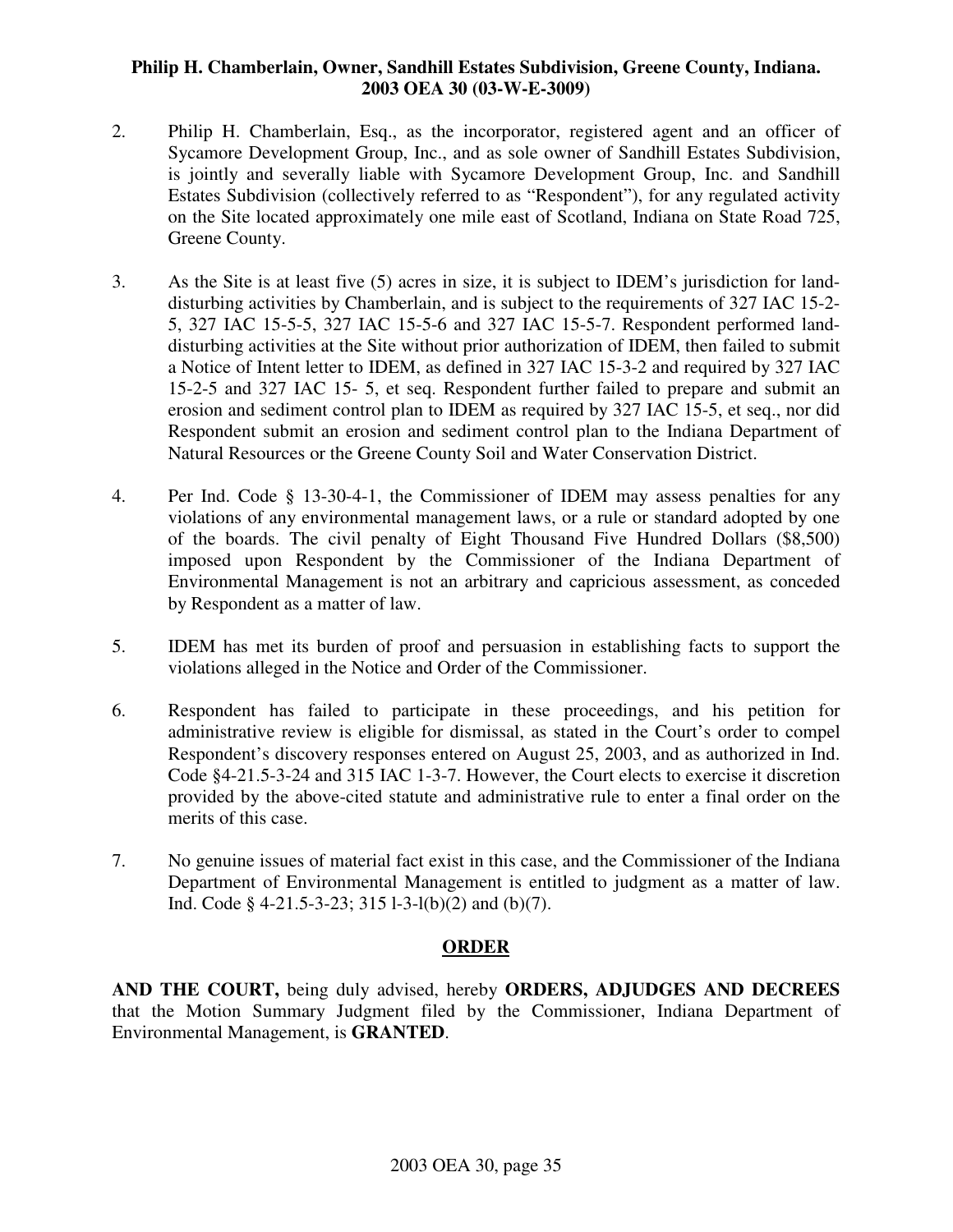2. Philip H. Chamberlain, Esq., as the incorporator, registered agent and an officer of Sycamore Development Group, Inc., and as sole owner of Sandhill Estates Subdivision, is jointly and severally liable with Sycamore Development Group, Inc. and Sandhill Estates Subdivision (collectively referred to as "Respondent"), for any regulated activity on the Site located approximately one mile east of Scotland, Indiana on State Road 725, Greene County.

3. As the Site is at least five (5) acres in size, it is subject to IDEM's jurisdiction for land-disturbing activities by Chamberlain, and is subject to the requirements of 327 IAC 15-2-5, 327 IAC 15-5-5, 327 IAC 15-5-6 and 327 IAC 15-5-7. Respondent performed land-disturbing activities at the Site without prior authorization of IDEM, then failed to submit a Notice of Intent letter to IDEM, as defined in 327 IAC 15-3-2 and required by 327 IAC 15-2-5 and 327 IAC 15- 5, et seq. Respondent further failed to prepare and submit an erosion and sediment control plan to IDEM as required by 327 IAC 15-5, et seq., nor did Respondent submit an erosion and sediment control plan to the Indiana Department of Natural Resources or the Greene County Soil and Water Conservation District.

4. Per Ind. Code § 13-30-4-1, the Commissioner of IDEM may assess penalties for any violations of any environmental management laws, or a rule or standard adopted by one of the boards. The civil penalty of Eight Thousand Five Hundred Dollars ($8,500) imposed upon Respondent by the Commissioner of the Indiana Department of Environmental Management is not an arbitrary and capricious assessment, as conceded by Respondent as a matter of law.

5. IDEM has met its burden of proof and persuasion in establishing facts to support the violations alleged in the Notice and Order of the Commissioner.

6. Respondent has failed to participate in these proceedings, and his petition for administrative review is eligible for dismissal, as stated in the Court's order to compel Respondent's discovery responses entered on August 25, 2003, and as authorized in Ind. Code §4-21.5-3-24 and 315 IAC 1-3-7. However, the Court elects to exercise it discretion provided by the above-cited statute and administrative rule to enter a final order on the merits of this case.

7. No genuine issues of material fact exist in this case, and the Commissioner of the Indiana Department of Environmental Management is entitled to judgment as a matter of law. Ind. Code § 4-21.5-3-23; 315 l-3-l(b)(2) and (b)(7).

## ORDER

**AND THE COURT,** being duly advised, hereby **ORDERS, ADJUDGES AND DECREES** that the Motion Summary Judgment filed by the Commissioner, Indiana Department of Environmental Management, is **GRANTED**.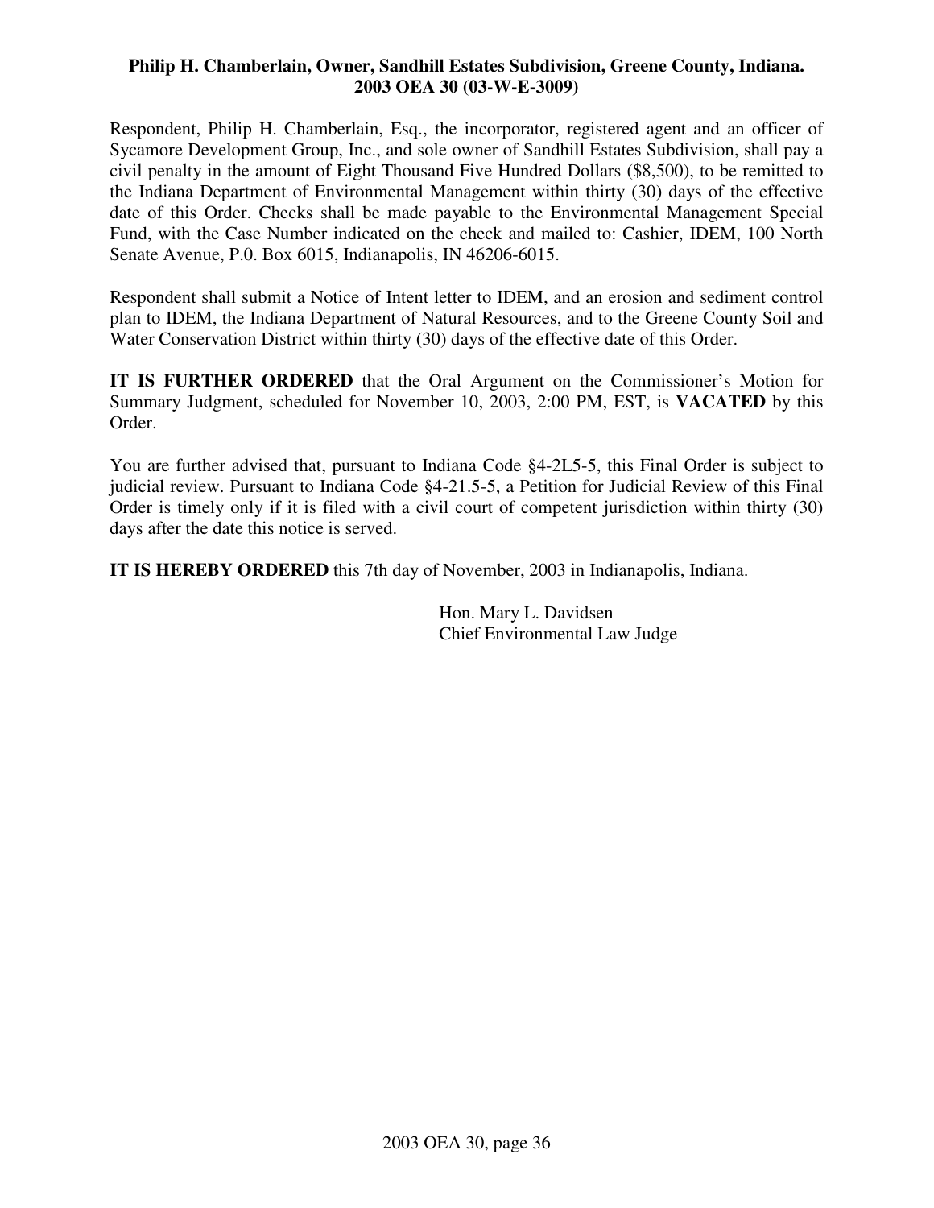Respondent, Philip H. Chamberlain, Esq., the incorporator, registered agent and an officer of Sycamore Development Group, Inc., and sole owner of Sandhill Estates Subdivision, shall pay a civil penalty in the amount of Eight Thousand Five Hundred Dollars ($8,500), to be remitted to the Indiana Department of Environmental Management within thirty (30) days of the effective date of this Order. Checks shall be made payable to the Environmental Management Special Fund, with the Case Number indicated on the check and mailed to: Cashier, IDEM, 100 North Senate Avenue, P.0. Box 6015, Indianapolis, IN 46206-6015.

Respondent shall submit a Notice of Intent letter to IDEM, and an erosion and sediment control plan to IDEM, the Indiana Department of Natural Resources, and to the Greene County Soil and Water Conservation District within thirty (30) days of the effective date of this Order.

**IT IS FURTHER ORDERED** that the Oral Argument on the Commissioner's Motion for Summary Judgment, scheduled for November 10, 2003, 2:00 PM, EST, is **VACATED** by this Order.

You are further advised that, pursuant to Indiana Code §4-2L5-5, this Final Order is subject to judicial review. Pursuant to Indiana Code §4-21.5-5, a Petition for Judicial Review of this Final Order is timely only if it is filed with a civil court of competent jurisdiction within thirty (30) days after the date this notice is served.

**IT IS HEREBY ORDERED** this 7th day of November, 2003 in Indianapolis, Indiana.

Hon. Mary L. Davidsen
Chief Environmental Law Judge